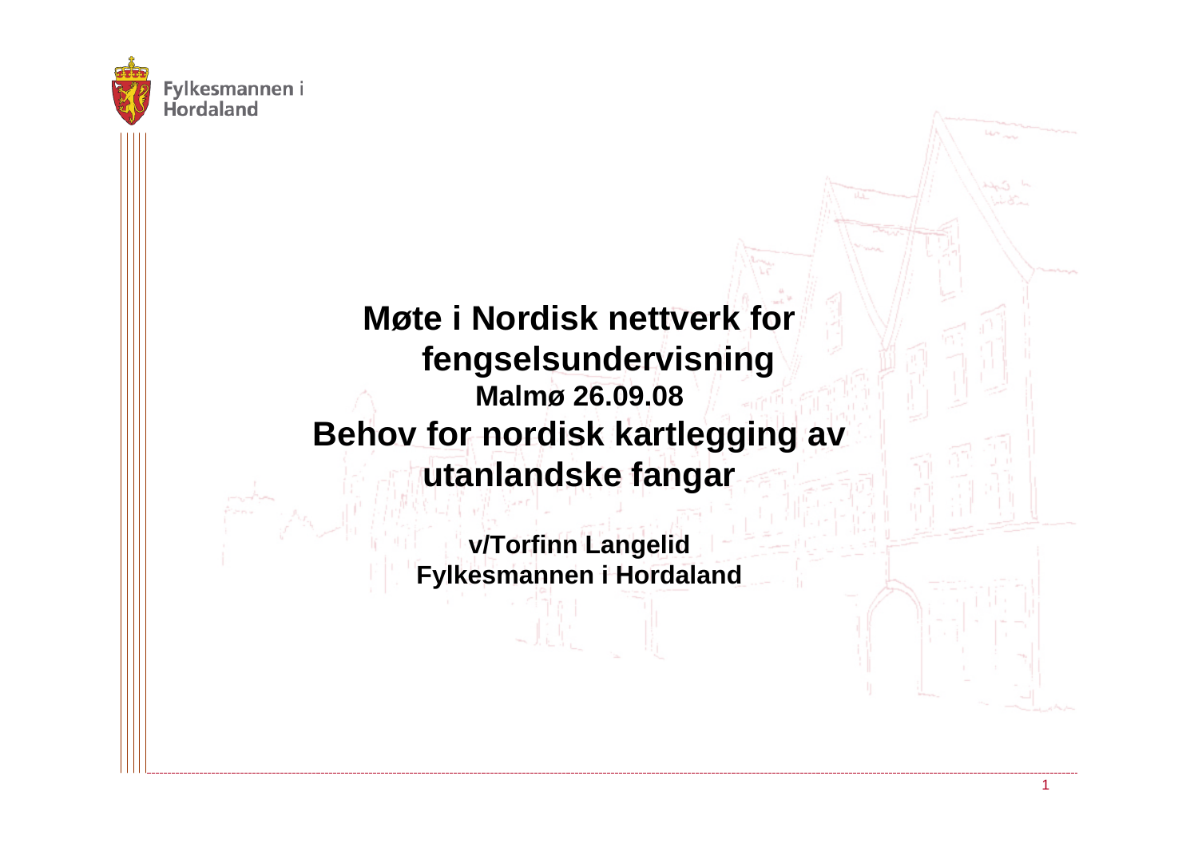Fylkesmannen i Hordaland

# Møte i Nordisk nettverk for fengselsundervisning

**Malmø 26.09.08**

# Behov for nordisk kartlegging av utanlandske fangar

**v/Torfinn Langelid**
**Fylkesmannen i Hordaland**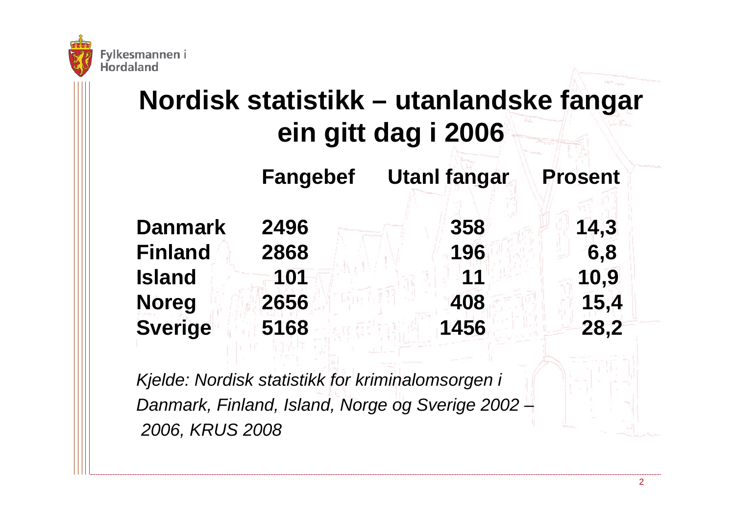# Nordisk statistikk – utanlandske fangar ein gitt dag i 2006

| | Fangebef | Utanl fangar | Prosent |
|---|---|---|---|
| **Danmark** | 2496 | 358 | 14,3 |
| **Finland** | 2868 | 196 | 6,8 |
| **Island** | 101 | 11 | 10,9 |
| **Noreg** | 2656 | 408 | 15,4 |
| **Sverige** | 5168 | 1456 | 28,2 |

*Kjelde: Nordisk statistikk for kriminalomsorgen i Danmark, Finland, Island, Norge og Sverige 2002 – 2006, KRUS 2008*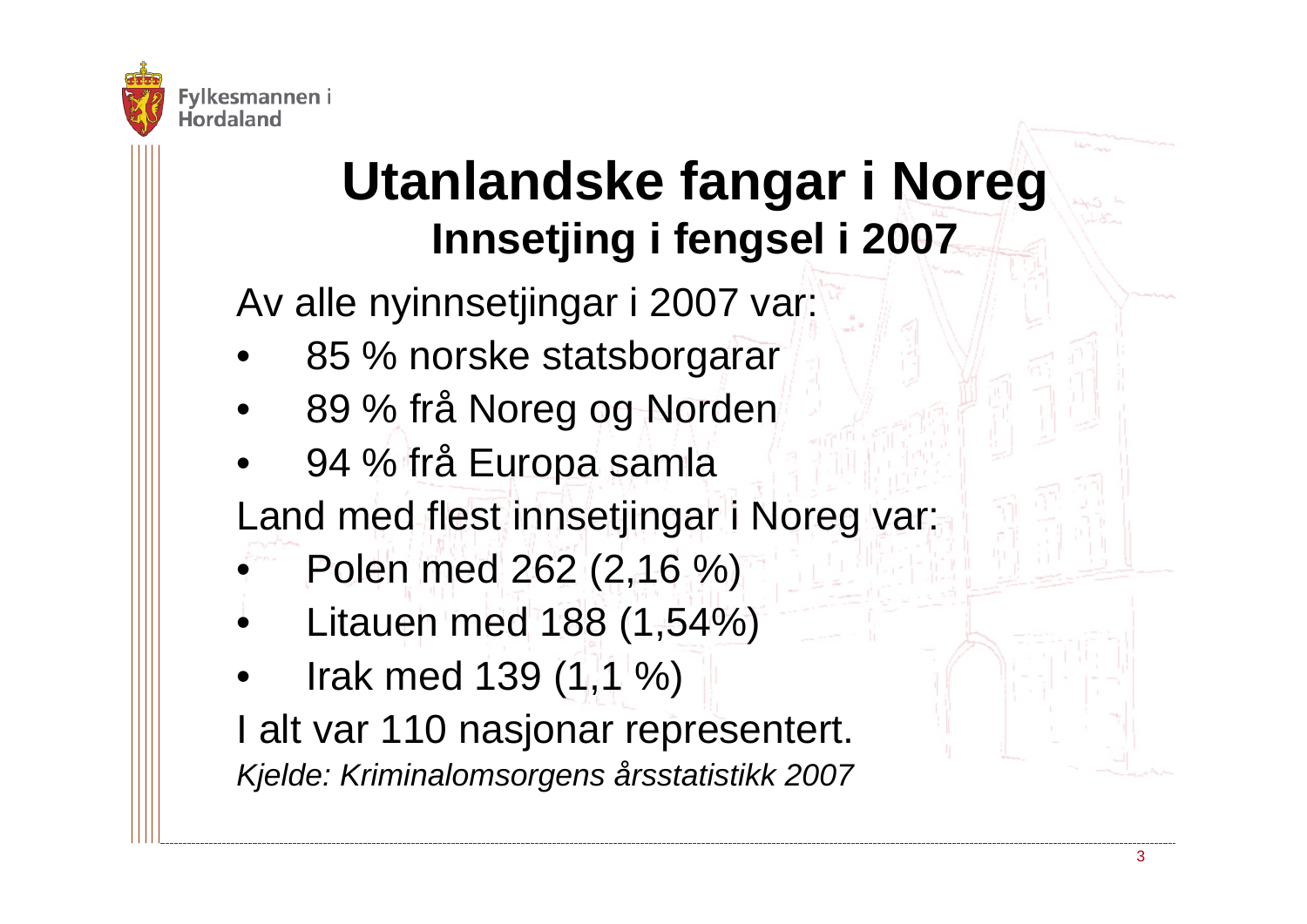# Utanlandske fangar i Noreg

## Innsetjing i fengsel i 2007

Av alle nyinnsetjingar i 2007 var:

- 85 % norske statsborgarar
- 89 % frå Noreg og Norden
- 94 % frå Europa samla

Land med flest innsetjingar i Noreg var:

- Polen med 262 (2,16 %)
- Litauen med 188 (1,54%)
- Irak med 139 (1,1 %)

I alt var 110 nasjonar representert.

*Kjelde: Kriminalomsorgens årsstatistikk 2007*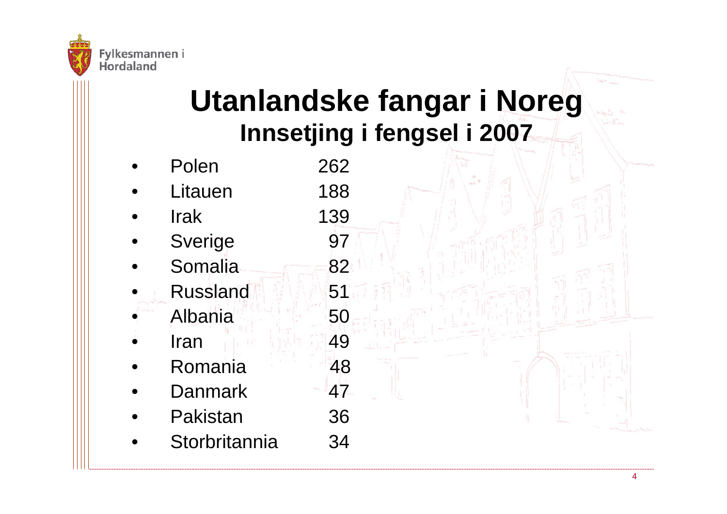# Utanlandske fangar i Noreg

## Innsetjing i fengsel i 2007

- Polen 262
- Litauen 188
- Irak 139
- Sverige 97
- Somalia 82
- Russland 51
- Albania 50
- Iran 49
- Romania 48
- Danmark 47
- Pakistan 36
- Storbritannia 34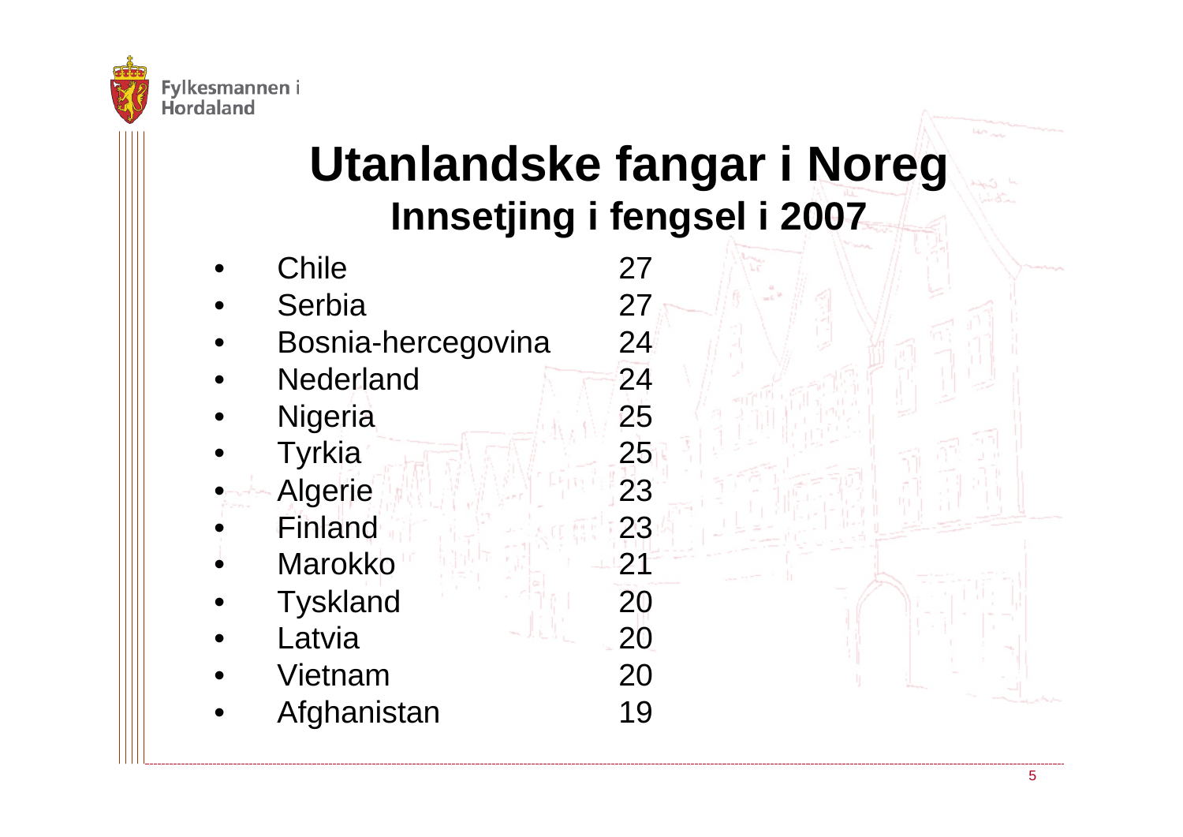# Utanlandske fangar i Noreg

## Innsetjing i fengsel i 2007

- Chile 27
- Serbia 27
- Bosnia-hercegovina 24
- Nederland 24
- Nigeria 25
- Tyrkia 25
- Algerie 23
- Finland 23
- Marokko 21
- Tyskland 20
- Latvia 20
- Vietnam 20
- Afghanistan 19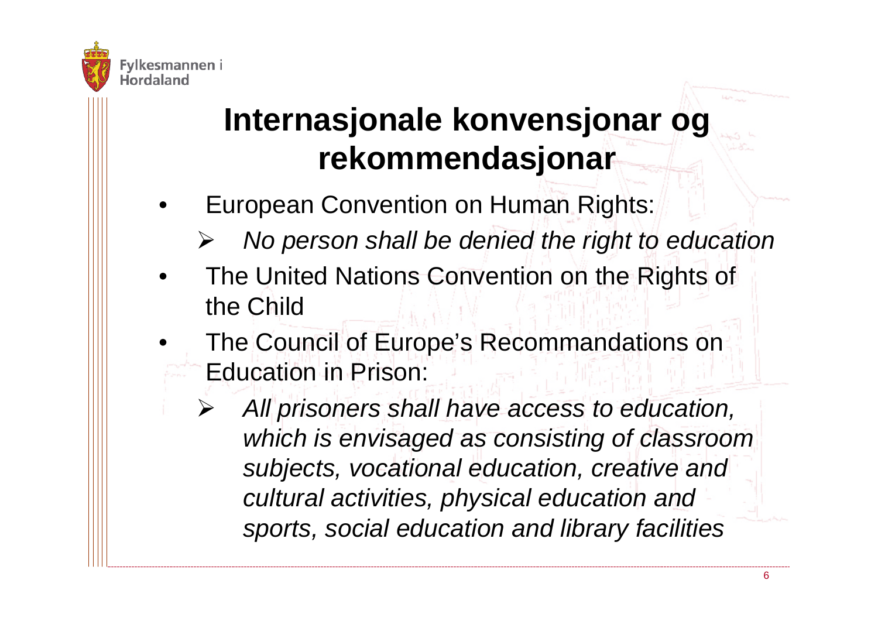# Internasjonale konvensjonar og rekommendasjonar

- European Convention on Human Rights:
  - *No person shall be denied the right to education*
- The United Nations Convention on the Rights of the Child
- The Council of Europe's Recommandations on Education in Prison:
  - *All prisoners shall have access to education, which is envisaged as consisting of classroom subjects, vocational education, creative and cultural activities, physical education and sports, social education and library facilities*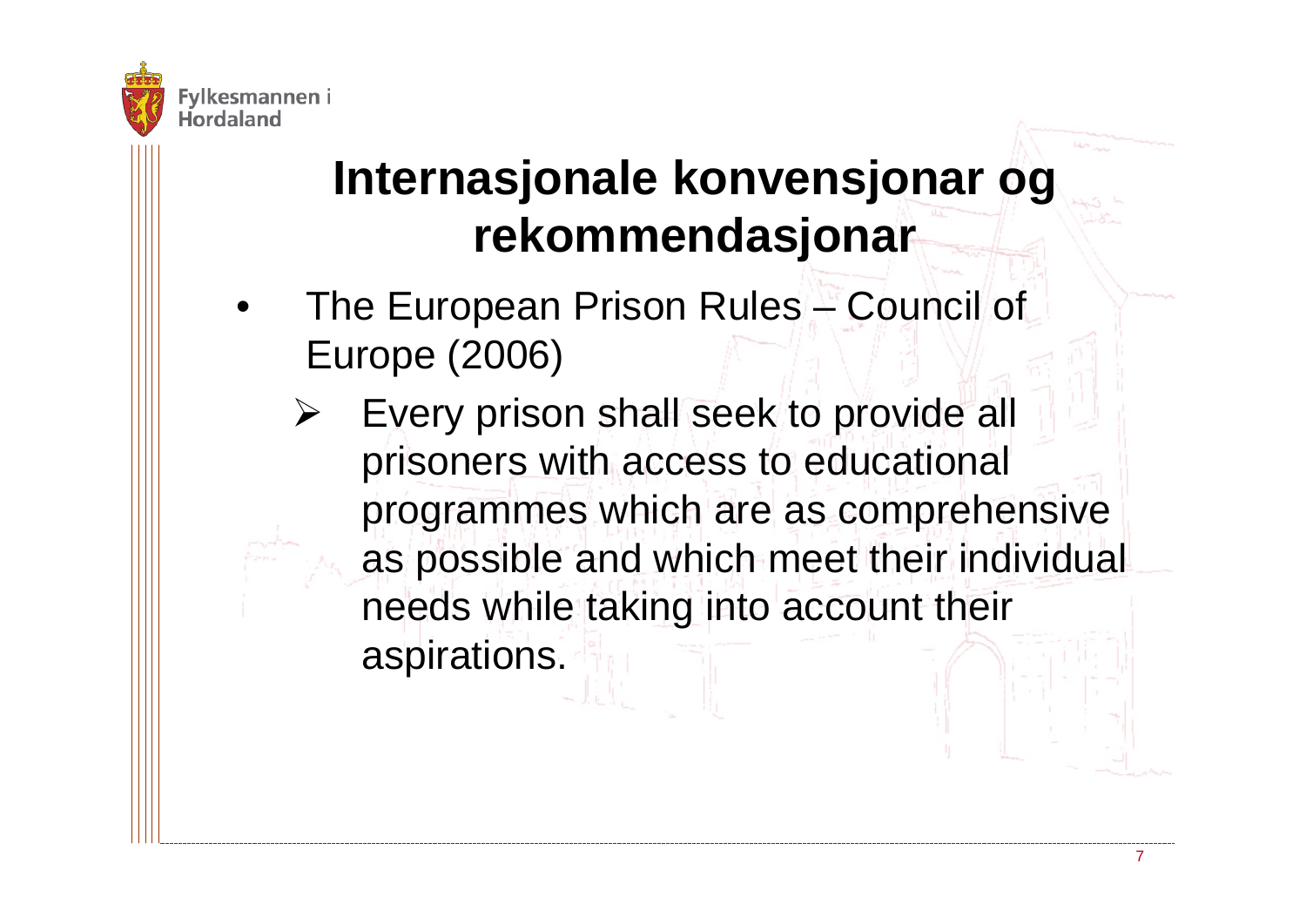# Internasjonale konvensjonar og rekommendasjonar

- The European Prison Rules – Council of Europe (2006)
  - Every prison shall seek to provide all prisoners with access to educational programmes which are as comprehensive as possible and which meet their individual needs while taking into account their aspirations.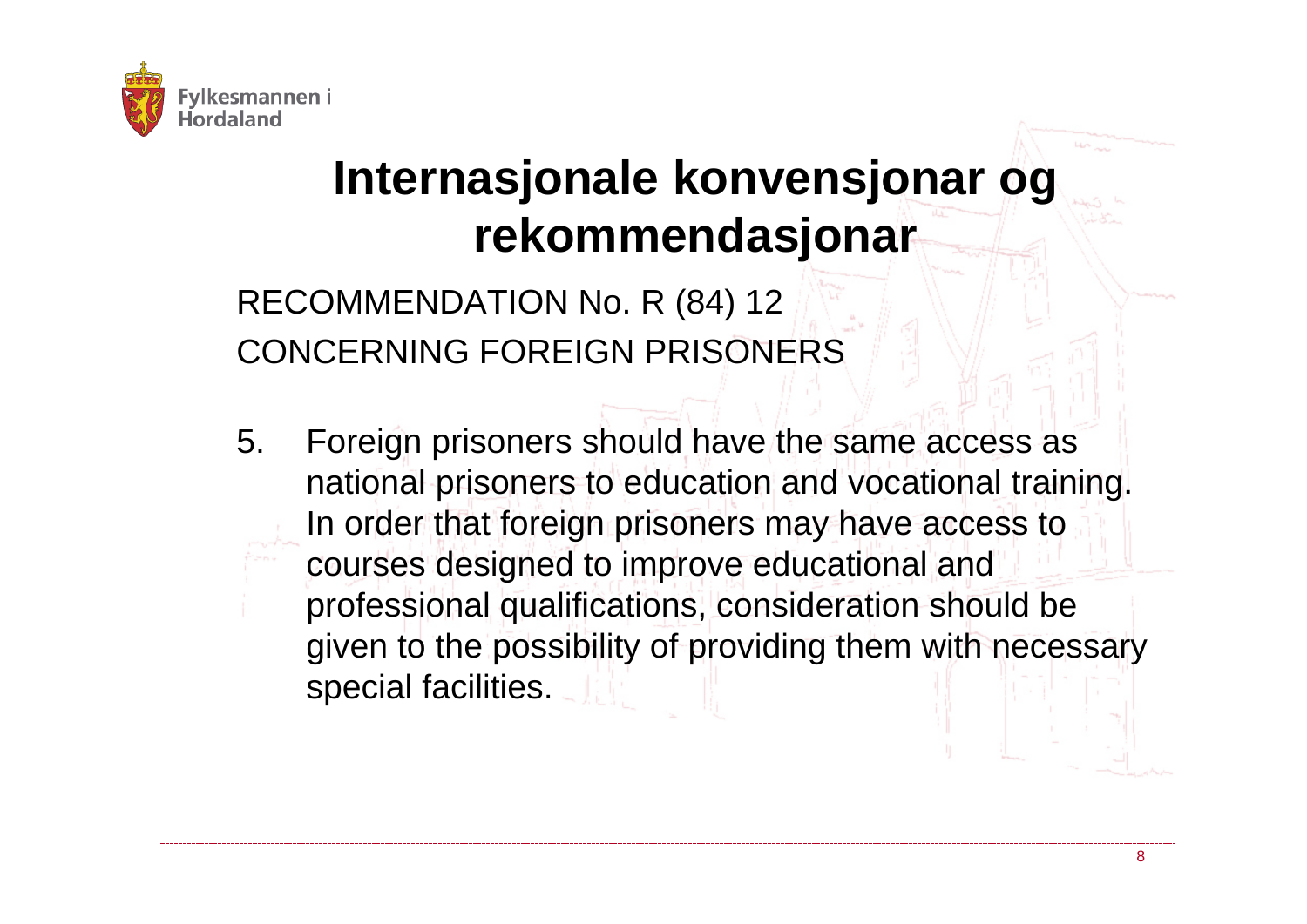# Internasjonale konvensjonar og rekommendasjonar

RECOMMENDATION No. R (84) 12
CONCERNING FOREIGN PRISONERS

5. Foreign prisoners should have the same access as national prisoners to education and vocational training. In order that foreign prisoners may have access to courses designed to improve educational and professional qualifications, consideration should be given to the possibility of providing them with necessary special facilities.